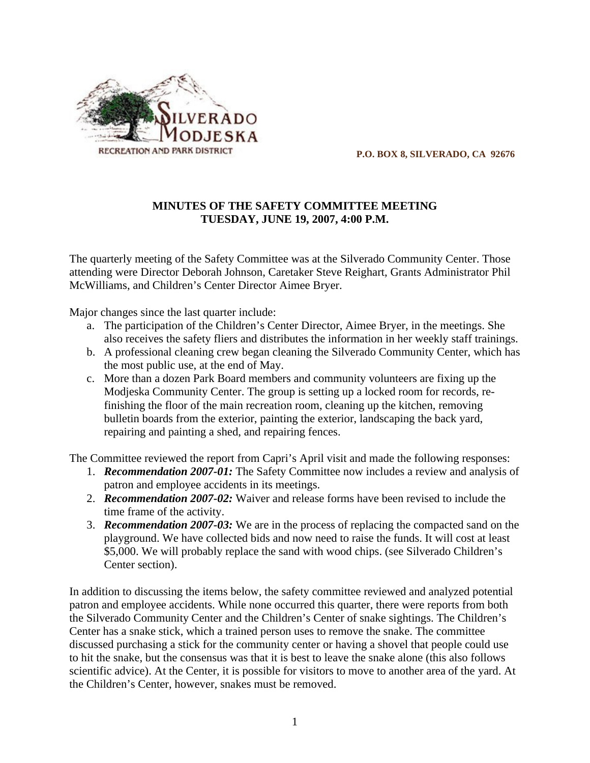SILVERADO MODJESKA
RECREATION AND PARK DISTRICT

**P.O. BOX 8, SILVERADO, CA 92676**

## MINUTES OF THE SAFETY COMMITTEE MEETING
## TUESDAY, JUNE 19, 2007, 4:00 P.M.

The quarterly meeting of the Safety Committee was at the Silverado Community Center. Those attending were Director Deborah Johnson, Caretaker Steve Reighart, Grants Administrator Phil McWilliams, and Children's Center Director Aimee Bryer.

Major changes since the last quarter include:

a. The participation of the Children's Center Director, Aimee Bryer, in the meetings. She also receives the safety fliers and distributes the information in her weekly staff trainings.
b. A professional cleaning crew began cleaning the Silverado Community Center, which has the most public use, at the end of May.
c. More than a dozen Park Board members and community volunteers are fixing up the Modjeska Community Center. The group is setting up a locked room for records, re-finishing the floor of the main recreation room, cleaning up the kitchen, removing bulletin boards from the exterior, painting the exterior, landscaping the back yard, repairing and painting a shed, and repairing fences.

The Committee reviewed the report from Capri's April visit and made the following responses:

1. ***Recommendation 2007-01:*** The Safety Committee now includes a review and analysis of patron and employee accidents in its meetings.
2. ***Recommendation 2007-02:*** Waiver and release forms have been revised to include the time frame of the activity.
3. ***Recommendation 2007-03:*** We are in the process of replacing the compacted sand on the playground. We have collected bids and now need to raise the funds. It will cost at least $5,000. We will probably replace the sand with wood chips. (see Silverado Children's Center section).

In addition to discussing the items below, the safety committee reviewed and analyzed potential patron and employee accidents. While none occurred this quarter, there were reports from both the Silverado Community Center and the Children's Center of snake sightings. The Children's Center has a snake stick, which a trained person uses to remove the snake. The committee discussed purchasing a stick for the community center or having a shovel that people could use to hit the snake, but the consensus was that it is best to leave the snake alone (this also follows scientific advice). At the Center, it is possible for visitors to move to another area of the yard. At the Children's Center, however, snakes must be removed.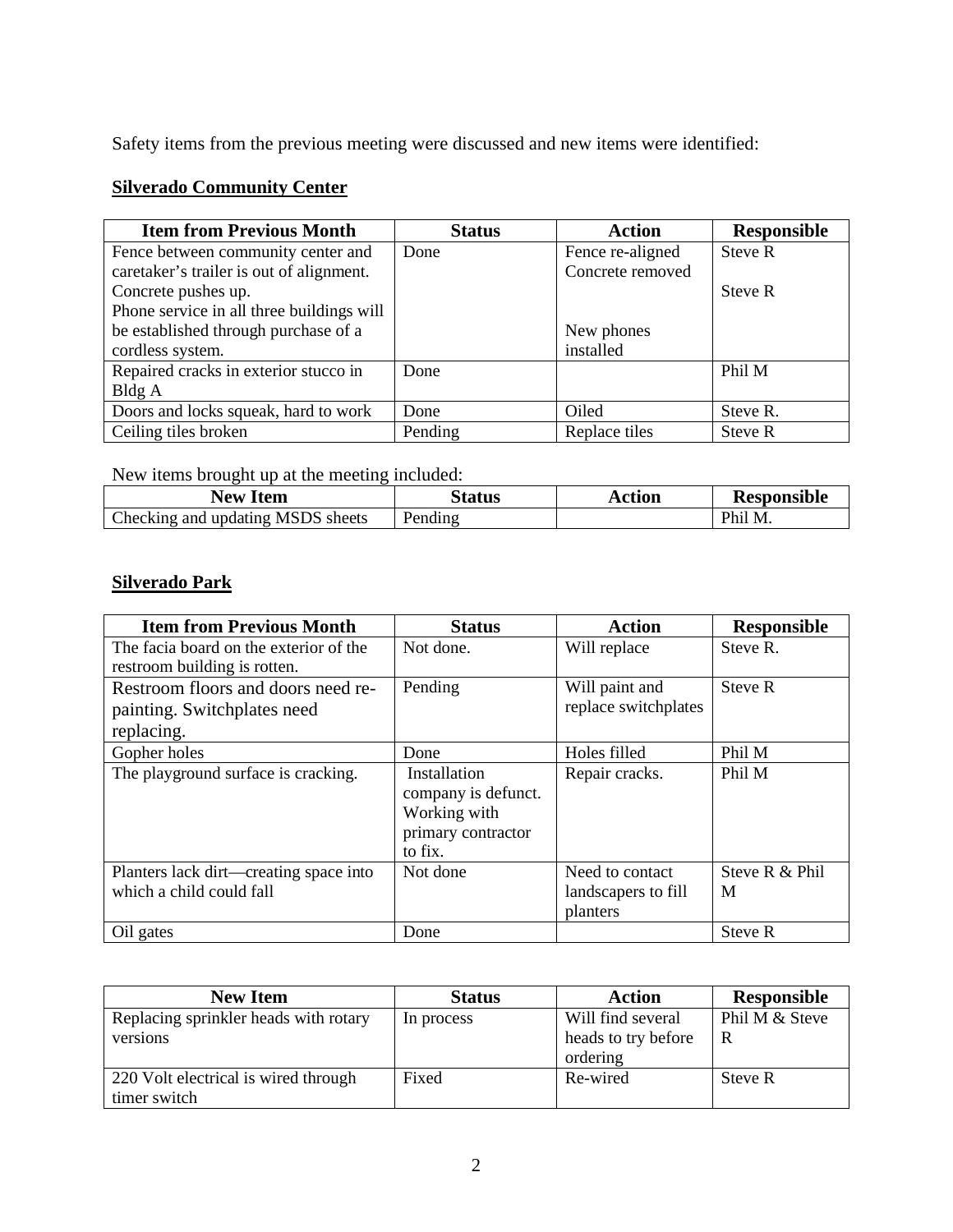Safety items from the previous meeting were discussed and new items were identified:

## Silverado Community Center

| Item from Previous Month | Status | Action | Responsible |
|---|---|---|---|
| Fence between community center and caretaker's trailer is out of alignment. Concrete pushes up. Phone service in all three buildings will be established through purchase of a cordless system. | Done | Fence re-aligned Concrete removed New phones installed | Steve R Steve R |
| Repaired cracks in exterior stucco in Bldg A | Done | | Phil M |
| Doors and locks squeak, hard to work | Done | Oiled | Steve R. |
| Ceiling tiles broken | Pending | Replace tiles | Steve R |

New items brought up at the meeting included:

| New Item | Status | Action | Responsible |
|---|---|---|---|
| Checking and updating MSDS sheets | Pending | | Phil M. |

## Silverado Park

| Item from Previous Month | Status | Action | Responsible |
|---|---|---|---|
| The facia board on the exterior of the restroom building is rotten. | Not done. | Will replace | Steve R. |
| Restroom floors and doors need re-painting. Switchplates need replacing. | Pending | Will paint and replace switchplates | Steve R |
| Gopher holes | Done | Holes filled | Phil M |
| The playground surface is cracking. | Installation company is defunct. Working with primary contractor to fix. | Repair cracks. | Phil M |
| Planters lack dirt—creating space into which a child could fall | Not done | Need to contact landscapers to fill planters | Steve R & Phil M |
| Oil gates | Done | | Steve R |

| New Item | Status | Action | Responsible |
|---|---|---|---|
| Replacing sprinkler heads with rotary versions | In process | Will find several heads to try before ordering | Phil M & Steve R |
| 220 Volt electrical is wired through timer switch | Fixed | Re-wired | Steve R |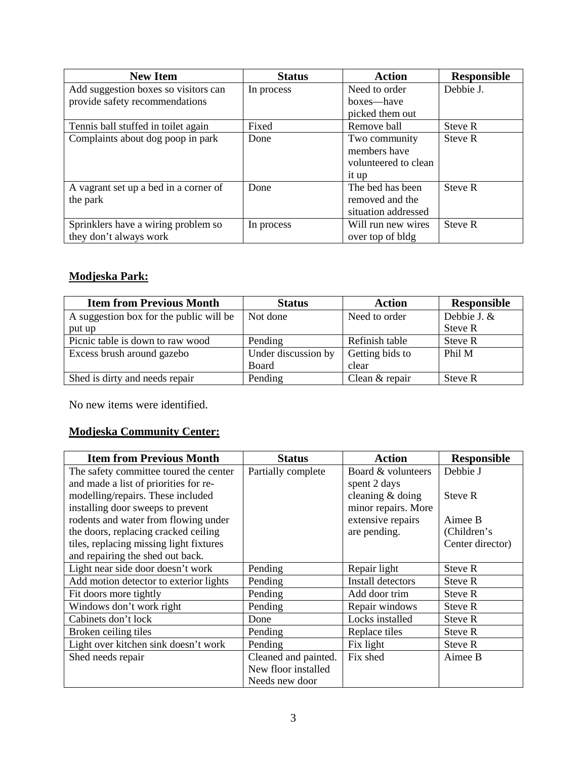| New Item | Status | Action | Responsible |
|---|---|---|---|
| Add suggestion boxes so visitors can provide safety recommendations | In process | Need to order boxes—have picked them out | Debbie J. |
| Tennis ball stuffed in toilet again | Fixed | Remove ball | Steve R |
| Complaints about dog poop in park | Done | Two community members have volunteered to clean it up | Steve R |
| A vagrant set up a bed in a corner of the park | Done | The bed has been removed and the situation addressed | Steve R |
| Sprinklers have a wiring problem so they don't always work | In process | Will run new wires over top of bldg | Steve R |

## **Modjeska Park:**

| Item from Previous Month | Status | Action | Responsible |
|---|---|---|---|
| A suggestion box for the public will be put up | Not done | Need to order | Debbie J. & Steve R |
| Picnic table is down to raw wood | Pending | Refinish table | Steve R |
| Excess brush around gazebo | Under discussion by Board | Getting bids to clear | Phil M |
| Shed is dirty and needs repair | Pending | Clean & repair | Steve R |

No new items were identified.

## **Modjeska Community Center:**

| Item from Previous Month | Status | Action | Responsible |
|---|---|---|---|
| The safety committee toured the center and made a list of priorities for re-modelling/repairs. These included installing door sweeps to prevent rodents and water from flowing under the doors, replacing cracked ceiling tiles, replacing missing light fixtures and repairing the shed out back. | Partially complete | Board & volunteers spent 2 days cleaning & doing minor repairs. More extensive repairs are pending. | Debbie J<br><br>Steve R<br><br>Aimee B (Children's Center director) |
| Light near side door doesn't work | Pending | Repair light | Steve R |
| Add motion detector to exterior lights | Pending | Install detectors | Steve R |
| Fit doors more tightly | Pending | Add door trim | Steve R |
| Windows don't work right | Pending | Repair windows | Steve R |
| Cabinets don't lock | Done | Locks installed | Steve R |
| Broken ceiling tiles | Pending | Replace tiles | Steve R |
| Light over kitchen sink doesn't work | Pending | Fix light | Steve R |
| Shed needs repair | Cleaned and painted. New floor installed Needs new door | Fix shed | Aimee B |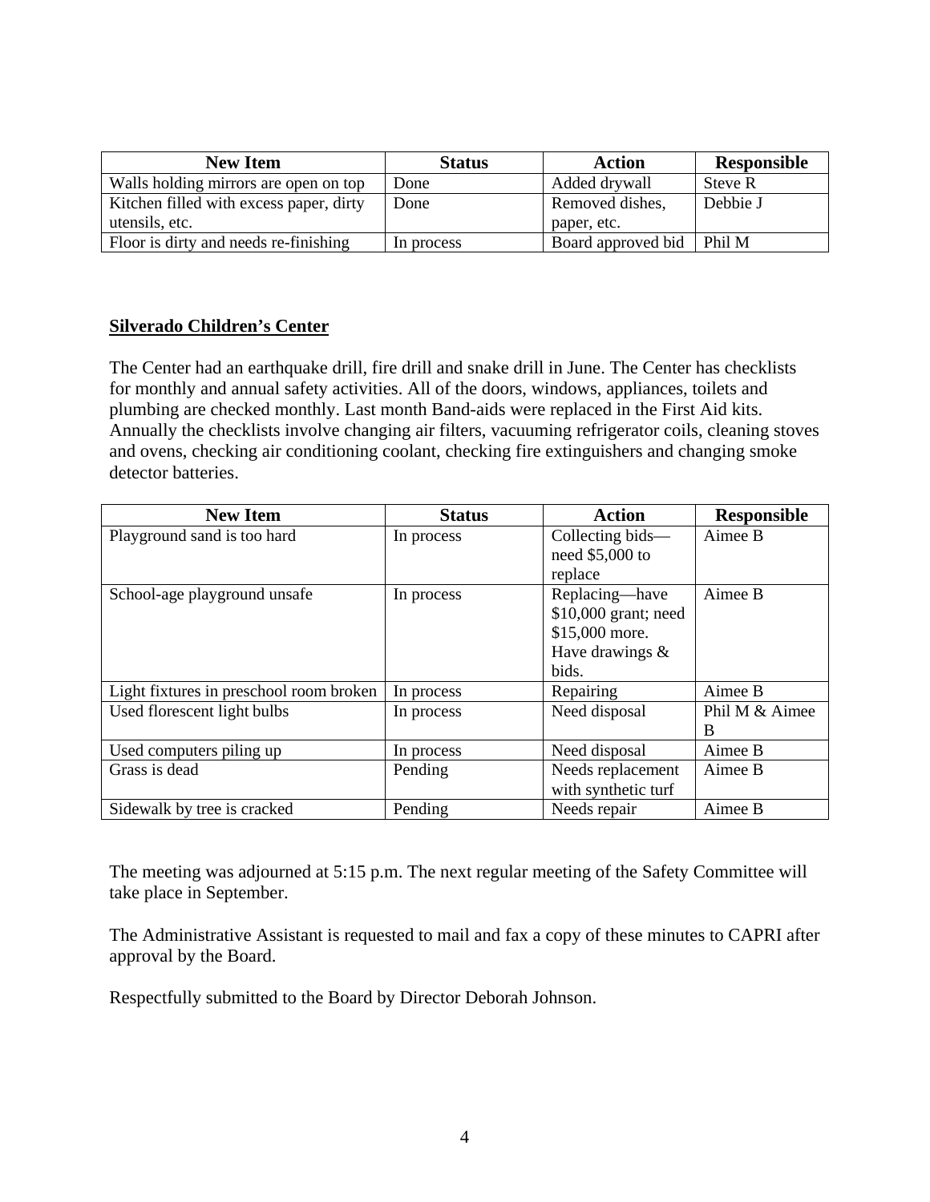| New Item | Status | Action | Responsible |
|---|---|---|---|
| Walls holding mirrors are open on top | Done | Added drywall | Steve R |
| Kitchen filled with excess paper, dirty utensils, etc. | Done | Removed dishes, paper, etc. | Debbie J |
| Floor is dirty and needs re-finishing | In process | Board approved bid | Phil M |

**Silverado Children's Center**

The Center had an earthquake drill, fire drill and snake drill in June. The Center has checklists for monthly and annual safety activities. All of the doors, windows, appliances, toilets and plumbing are checked monthly. Last month Band-aids were replaced in the First Aid kits. Annually the checklists involve changing air filters, vacuuming refrigerator coils, cleaning stoves and ovens, checking air conditioning coolant, checking fire extinguishers and changing smoke detector batteries.

| New Item | Status | Action | Responsible |
|---|---|---|---|
| Playground sand is too hard | In process | Collecting bids—need $5,000 to replace | Aimee B |
| School-age playground unsafe | In process | Replacing—have $10,000 grant; need $15,000 more. Have drawings & bids. | Aimee B |
| Light fixtures in preschool room broken | In process | Repairing | Aimee B |
| Used florescent light bulbs | In process | Need disposal | Phil M & Aimee B |
| Used computers piling up | In process | Need disposal | Aimee B |
| Grass is dead | Pending | Needs replacement with synthetic turf | Aimee B |
| Sidewalk by tree is cracked | Pending | Needs repair | Aimee B |

The meeting was adjourned at 5:15 p.m. The next regular meeting of the Safety Committee will take place in September.

The Administrative Assistant is requested to mail and fax a copy of these minutes to CAPRI after approval by the Board.

Respectfully submitted to the Board by Director Deborah Johnson.